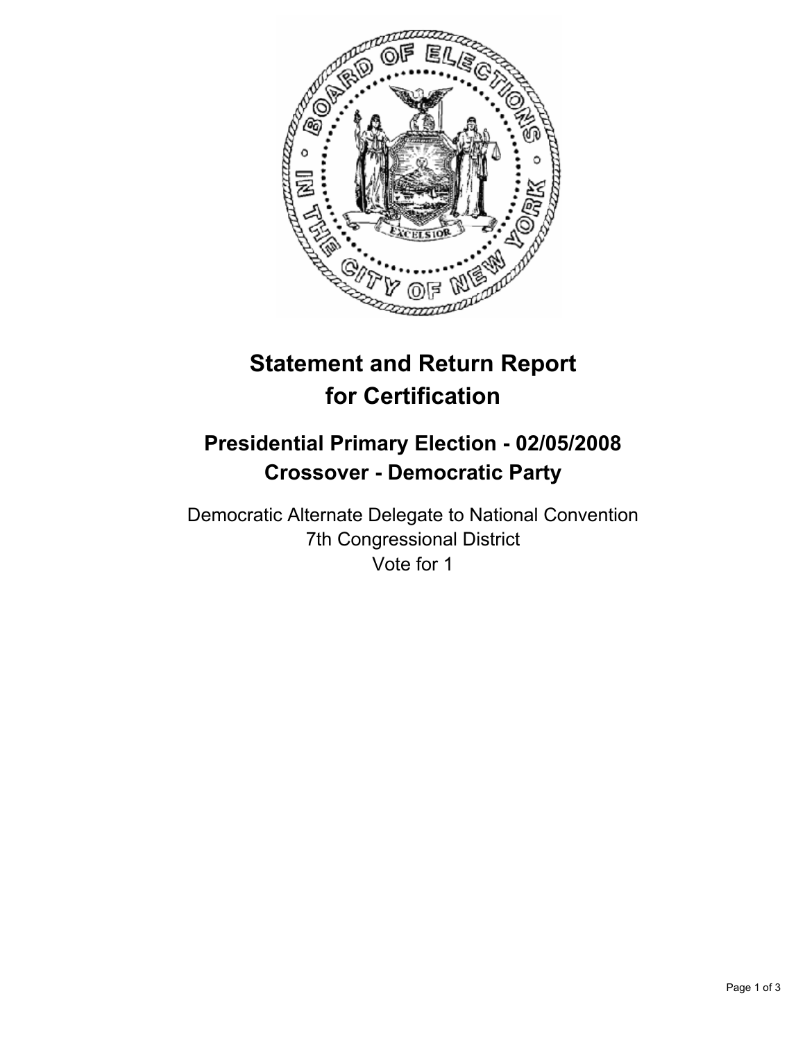# Statement and Return Report for Certification

## Presidential Primary Election - 02/05/2008
## Crossover - Democratic Party

Democratic Alternate Delegate to National Convention
7th Congressional District
Vote for 1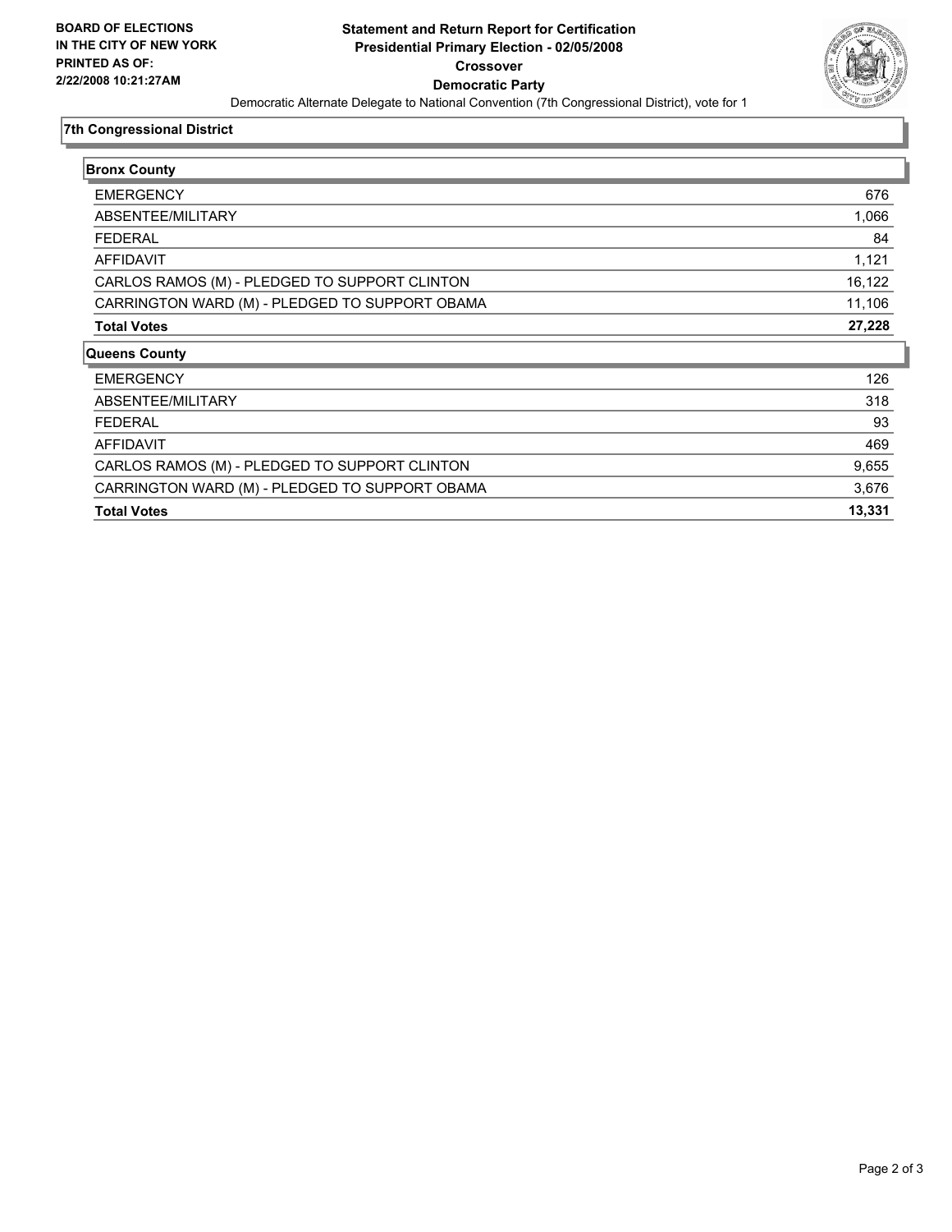**BOARD OF ELECTIONS IN THE CITY OF NEW YORK PRINTED AS OF: 2/22/2008 10:21:27AM**

# Statement and Return Report for Certification
## Presidential Primary Election - 02/05/2008
## Crossover
## Democratic Party

Democratic Alternate Delegate to National Convention (7th Congressional District), vote for 1

### 7th Congressional District

| Bronx County | |
|---|---|
| EMERGENCY | 676 |
| ABSENTEE/MILITARY | 1,066 |
| FEDERAL | 84 |
| AFFIDAVIT | 1,121 |
| CARLOS RAMOS (M) - PLEDGED TO SUPPORT CLINTON | 16,122 |
| CARRINGTON WARD (M) - PLEDGED TO SUPPORT OBAMA | 11,106 |
| **Total Votes** | **27,228** |

| Queens County | |
|---|---|
| EMERGENCY | 126 |
| ABSENTEE/MILITARY | 318 |
| FEDERAL | 93 |
| AFFIDAVIT | 469 |
| CARLOS RAMOS (M) - PLEDGED TO SUPPORT CLINTON | 9,655 |
| CARRINGTON WARD (M) - PLEDGED TO SUPPORT OBAMA | 3,676 |
| **Total Votes** | **13,331** |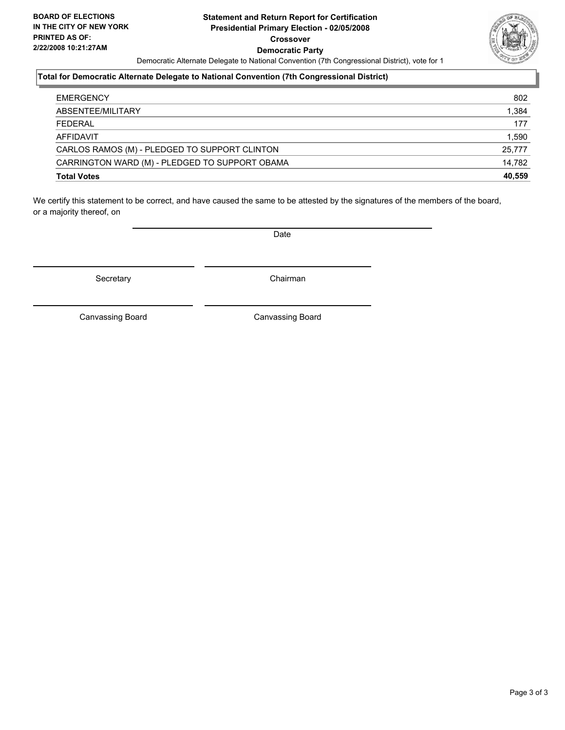**BOARD OF ELECTIONS IN THE CITY OF NEW YORK PRINTED AS OF: 2/22/2008 10:21:27AM**

**Statement and Return Report for Certification**
**Presidential Primary Election - 02/05/2008**
**Crossover**
**Democratic Party**

Democratic Alternate Delegate to National Convention (7th Congressional District), vote for 1

**Total for Democratic Alternate Delegate to National Convention (7th Congressional District)**

| | |
|---|---|
| EMERGENCY | 802 |
| ABSENTEE/MILITARY | 1,384 |
| FEDERAL | 177 |
| AFFIDAVIT | 1,590 |
| CARLOS RAMOS (M) - PLEDGED TO SUPPORT CLINTON | 25,777 |
| CARRINGTON WARD (M) - PLEDGED TO SUPPORT OBAMA | 14,782 |
| **Total Votes** | **40,559** |

We certify this statement to be correct, and have caused the same to be attested by the signatures of the members of the board, or a majority thereof, on

Date

Secretary

Chairman

Canvassing Board

Canvassing Board